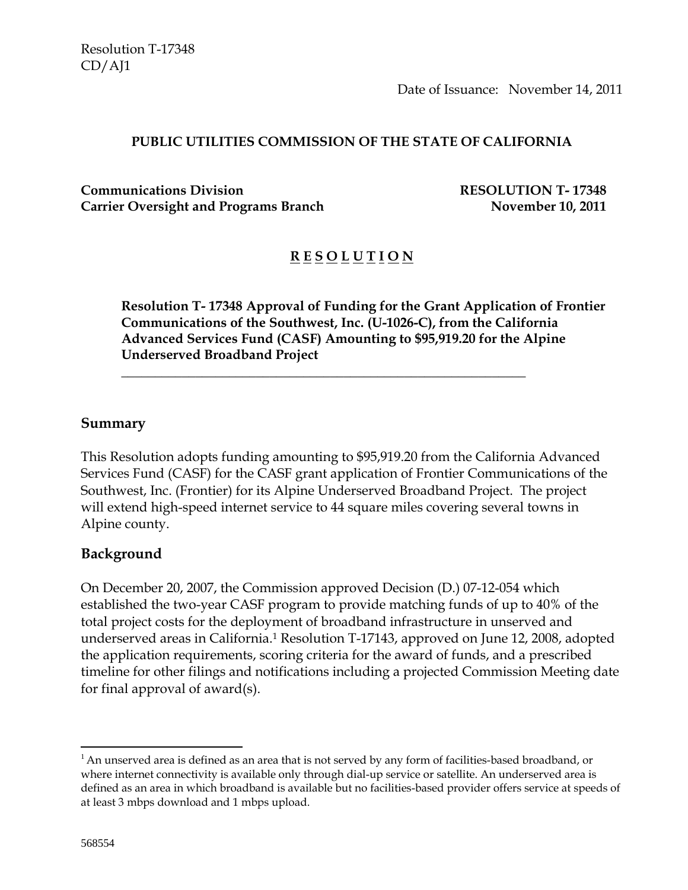Resolution T-17348
CD/AJ1

Date of Issuance: November 14, 2011

**PUBLIC UTILITIES COMMISSION OF THE STATE OF CALIFORNIA**

**Communications Division** | **RESOLUTION T- 17348**
**Carrier Oversight and Programs Branch** | **November 10, 2011**

**R E S O L U T I O N**

**Resolution T- 17348 Approval of Funding for the Grant Application of Frontier Communications of the Southwest, Inc. (U-1026-C), from the California Advanced Services Fund (CASF) Amounting to $95,919.20 for the Alpine Underserved Broadband Project**

---

## Summary

This Resolution adopts funding amounting to $95,919.20 from the California Advanced Services Fund (CASF) for the CASF grant application of Frontier Communications of the Southwest, Inc. (Frontier) for its Alpine Underserved Broadband Project. The project will extend high-speed internet service to 44 square miles covering several towns in Alpine county.

## Background

On December 20, 2007, the Commission approved Decision (D.) 07-12-054 which established the two-year CASF program to provide matching funds of up to 40% of the total project costs for the deployment of broadband infrastructure in unserved and underserved areas in California.[1] Resolution T-17143, approved on June 12, 2008, adopted the application requirements, scoring criteria for the award of funds, and a prescribed timeline for other filings and notifications including a projected Commission Meeting date for final approval of award(s).

---

[1] An unserved area is defined as an area that is not served by any form of facilities-based broadband, or where internet connectivity is available only through dial-up service or satellite. An underserved area is defined as an area in which broadband is available but no facilities-based provider offers service at speeds of at least 3 mbps download and 1 mbps upload.

568554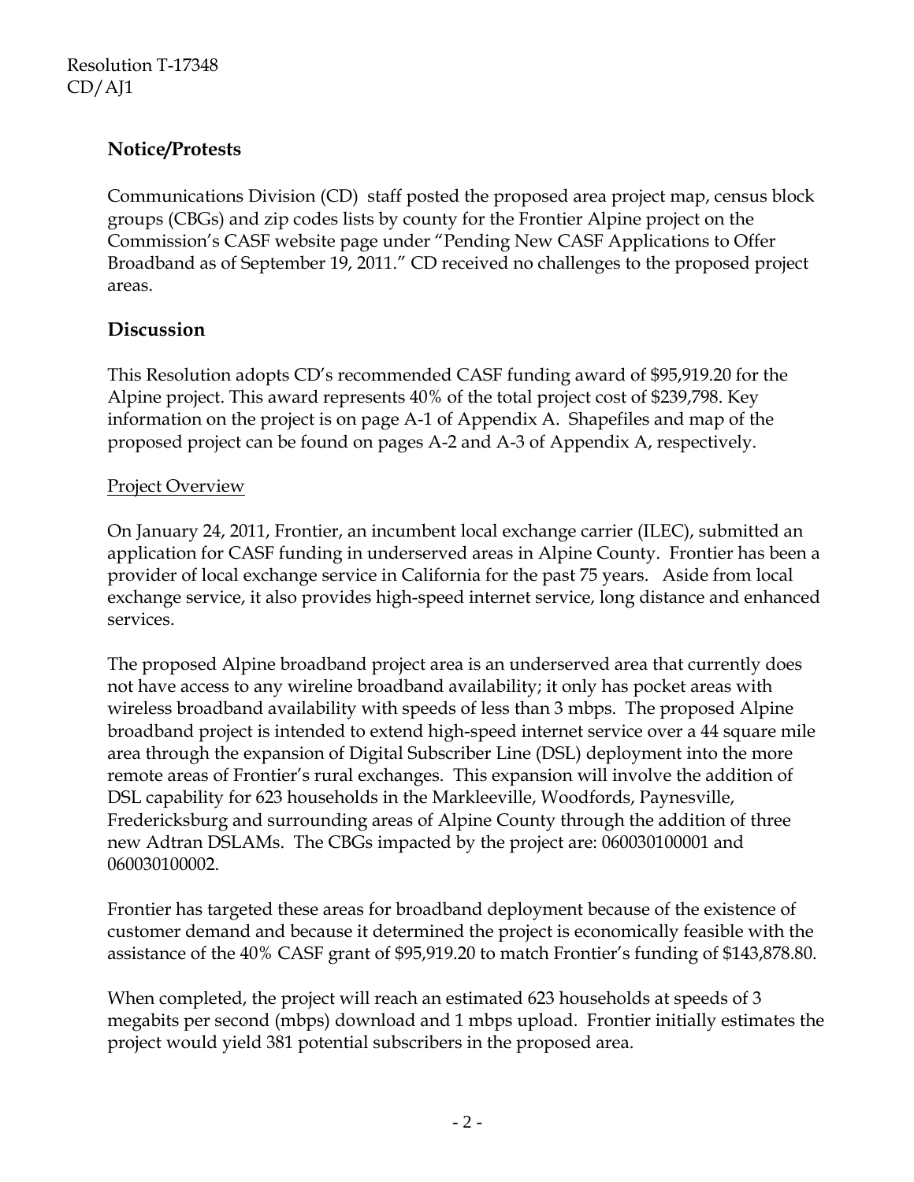## Notice/Protests

Communications Division (CD) staff posted the proposed area project map, census block groups (CBGs) and zip codes lists by county for the Frontier Alpine project on the Commission's CASF website page under "Pending New CASF Applications to Offer Broadband as of September 19, 2011." CD received no challenges to the proposed project areas.

## Discussion

This Resolution adopts CD's recommended CASF funding award of $95,919.20 for the Alpine project. This award represents 40% of the total project cost of $239,798. Key information on the project is on page A-1 of Appendix A. Shapefiles and map of the proposed project can be found on pages A-2 and A-3 of Appendix A, respectively.

<u>Project Overview</u>

On January 24, 2011, Frontier, an incumbent local exchange carrier (ILEC), submitted an application for CASF funding in underserved areas in Alpine County. Frontier has been a provider of local exchange service in California for the past 75 years. Aside from local exchange service, it also provides high-speed internet service, long distance and enhanced services.

The proposed Alpine broadband project area is an underserved area that currently does not have access to any wireline broadband availability; it only has pocket areas with wireless broadband availability with speeds of less than 3 mbps. The proposed Alpine broadband project is intended to extend high-speed internet service over a 44 square mile area through the expansion of Digital Subscriber Line (DSL) deployment into the more remote areas of Frontier's rural exchanges. This expansion will involve the addition of DSL capability for 623 households in the Markleeville, Woodfords, Paynesville, Fredericksburg and surrounding areas of Alpine County through the addition of three new Adtran DSLAMs. The CBGs impacted by the project are: 060030100001 and 060030100002.

Frontier has targeted these areas for broadband deployment because of the existence of customer demand and because it determined the project is economically feasible with the assistance of the 40% CASF grant of $95,919.20 to match Frontier's funding of $143,878.80.

When completed, the project will reach an estimated 623 households at speeds of 3 megabits per second (mbps) download and 1 mbps upload. Frontier initially estimates the project would yield 381 potential subscribers in the proposed area.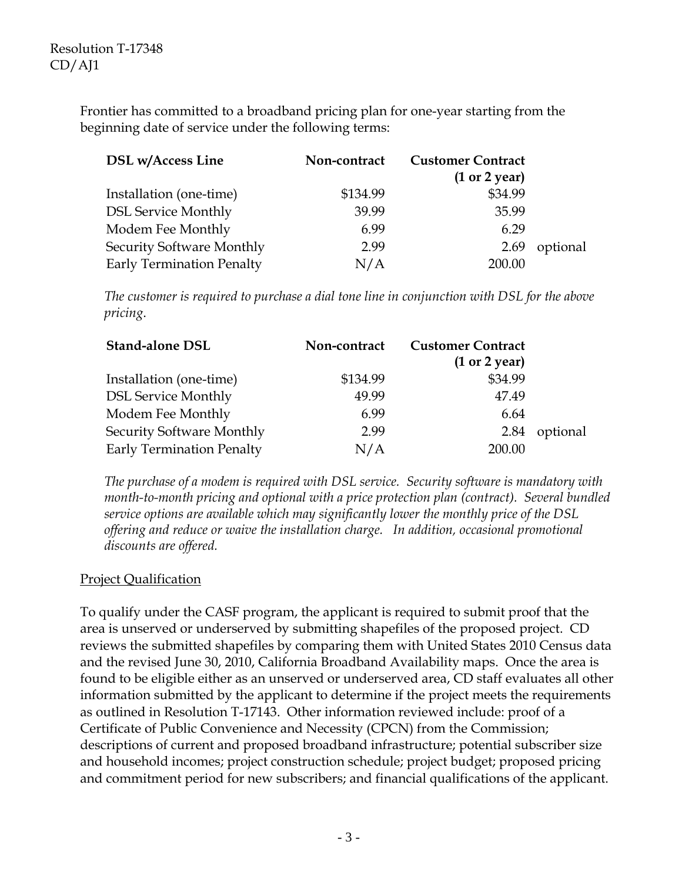Frontier has committed to a broadband pricing plan for one-year starting from the beginning date of service under the following terms:

| DSL w/Access Line | Non-contract | Customer Contract (1 or 2 year) | |
|---|---|---|---|
| Installation (one-time) | $134.99 | $34.99 | |
| DSL Service Monthly | 39.99 | 35.99 | |
| Modem Fee Monthly | 6.99 | 6.29 | |
| Security Software Monthly | 2.99 | 2.69 | optional |
| Early Termination Penalty | N/A | 200.00 | |

*The customer is required to purchase a dial tone line in conjunction with DSL for the above pricing.*

| Stand-alone DSL | Non-contract | Customer Contract (1 or 2 year) | |
|---|---|---|---|
| Installation (one-time) | $134.99 | $34.99 | |
| DSL Service Monthly | 49.99 | 47.49 | |
| Modem Fee Monthly | 6.99 | 6.64 | |
| Security Software Monthly | 2.99 | 2.84 | optional |
| Early Termination Penalty | N/A | 200.00 | |

*The purchase of a modem is required with DSL service. Security software is mandatory with month-to-month pricing and optional with a price protection plan (contract). Several bundled service options are available which may significantly lower the monthly price of the DSL offering and reduce or waive the installation charge. In addition, occasional promotional discounts are offered.*

## Project Qualification

To qualify under the CASF program, the applicant is required to submit proof that the area is unserved or underserved by submitting shapefiles of the proposed project. CD reviews the submitted shapefiles by comparing them with United States 2010 Census data and the revised June 30, 2010, California Broadband Availability maps. Once the area is found to be eligible either as an unserved or underserved area, CD staff evaluates all other information submitted by the applicant to determine if the project meets the requirements as outlined in Resolution T-17143. Other information reviewed include: proof of a Certificate of Public Convenience and Necessity (CPCN) from the Commission; descriptions of current and proposed broadband infrastructure; potential subscriber size and household incomes; project construction schedule; project budget; proposed pricing and commitment period for new subscribers; and financial qualifications of the applicant.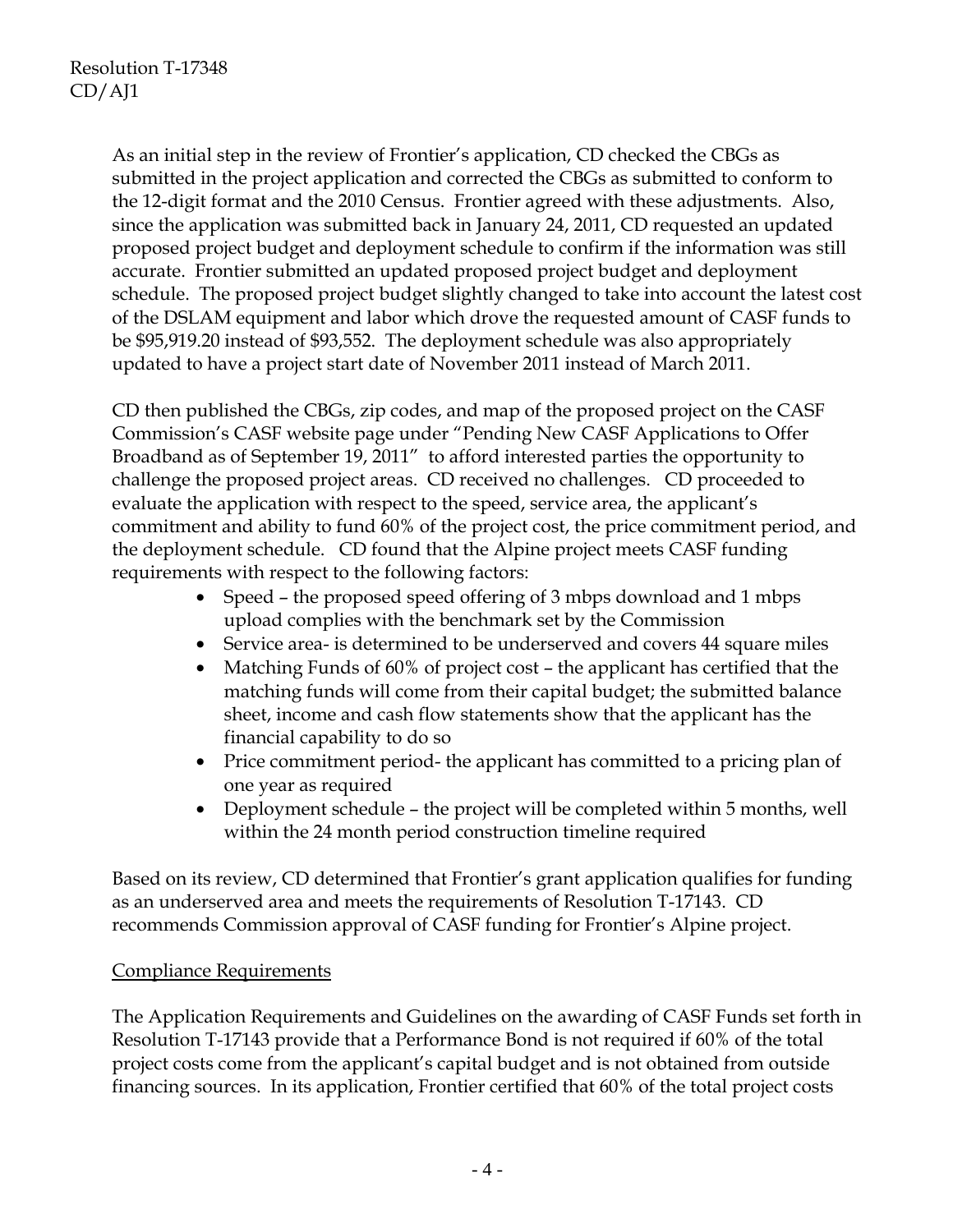As an initial step in the review of Frontier's application, CD checked the CBGs as submitted in the project application and corrected the CBGs as submitted to conform to the 12-digit format and the 2010 Census. Frontier agreed with these adjustments. Also, since the application was submitted back in January 24, 2011, CD requested an updated proposed project budget and deployment schedule to confirm if the information was still accurate. Frontier submitted an updated proposed project budget and deployment schedule. The proposed project budget slightly changed to take into account the latest cost of the DSLAM equipment and labor which drove the requested amount of CASF funds to be $95,919.20 instead of $93,552. The deployment schedule was also appropriately updated to have a project start date of November 2011 instead of March 2011.

CD then published the CBGs, zip codes, and map of the proposed project on the CASF Commission's CASF website page under "Pending New CASF Applications to Offer Broadband as of September 19, 2011" to afford interested parties the opportunity to challenge the proposed project areas. CD received no challenges. CD proceeded to evaluate the application with respect to the speed, service area, the applicant's commitment and ability to fund 60% of the project cost, the price commitment period, and the deployment schedule. CD found that the Alpine project meets CASF funding requirements with respect to the following factors:

- Speed – the proposed speed offering of 3 mbps download and 1 mbps upload complies with the benchmark set by the Commission
- Service area- is determined to be underserved and covers 44 square miles
- Matching Funds of 60% of project cost – the applicant has certified that the matching funds will come from their capital budget; the submitted balance sheet, income and cash flow statements show that the applicant has the financial capability to do so
- Price commitment period- the applicant has committed to a pricing plan of one year as required
- Deployment schedule – the project will be completed within 5 months, well within the 24 month period construction timeline required

Based on its review, CD determined that Frontier's grant application qualifies for funding as an underserved area and meets the requirements of Resolution T-17143. CD recommends Commission approval of CASF funding for Frontier's Alpine project.

## Compliance Requirements

The Application Requirements and Guidelines on the awarding of CASF Funds set forth in Resolution T-17143 provide that a Performance Bond is not required if 60% of the total project costs come from the applicant's capital budget and is not obtained from outside financing sources. In its application, Frontier certified that 60% of the total project costs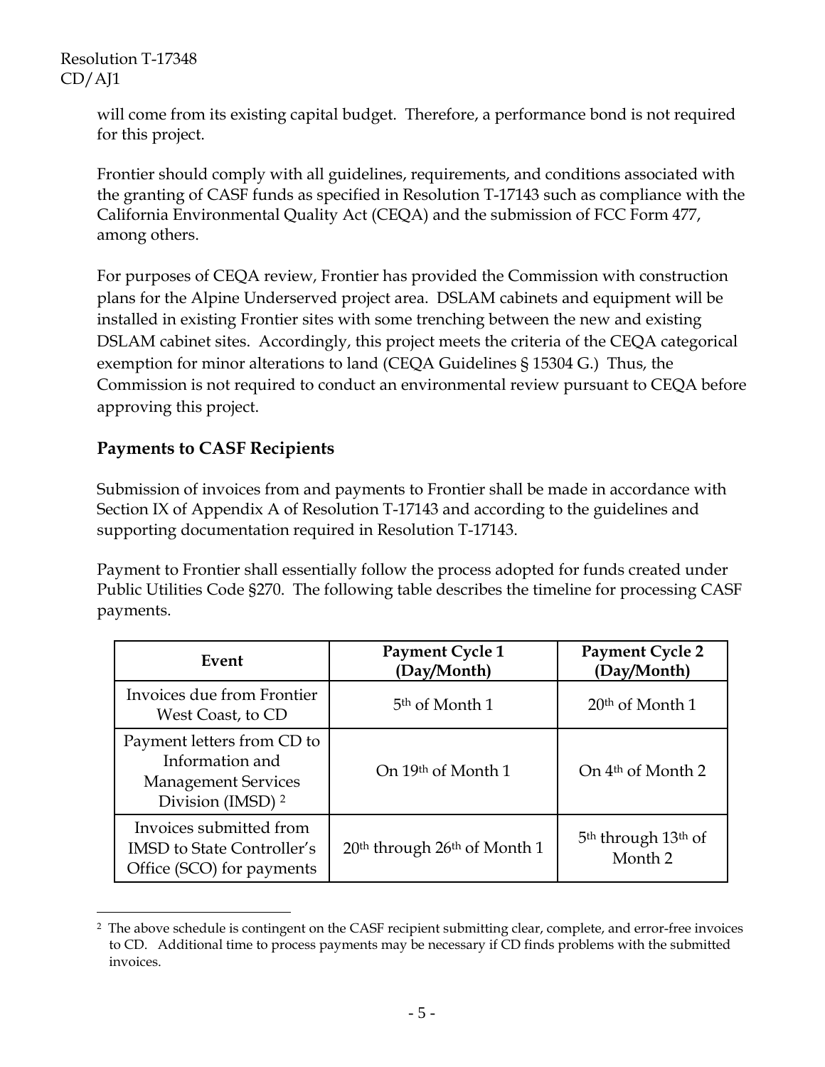will come from its existing capital budget. Therefore, a performance bond is not required for this project.

Frontier should comply with all guidelines, requirements, and conditions associated with the granting of CASF funds as specified in Resolution T-17143 such as compliance with the California Environmental Quality Act (CEQA) and the submission of FCC Form 477, among others.

For purposes of CEQA review, Frontier has provided the Commission with construction plans for the Alpine Underserved project area. DSLAM cabinets and equipment will be installed in existing Frontier sites with some trenching between the new and existing DSLAM cabinet sites. Accordingly, this project meets the criteria of the CEQA categorical exemption for minor alterations to land (CEQA Guidelines § 15304 G.) Thus, the Commission is not required to conduct an environmental review pursuant to CEQA before approving this project.

## Payments to CASF Recipients

Submission of invoices from and payments to Frontier shall be made in accordance with Section IX of Appendix A of Resolution T-17143 and according to the guidelines and supporting documentation required in Resolution T-17143.

Payment to Frontier shall essentially follow the process adopted for funds created under Public Utilities Code §270. The following table describes the timeline for processing CASF payments.

| Event | Payment Cycle 1 (Day/Month) | Payment Cycle 2 (Day/Month) |
|---|---|---|
| Invoices due from Frontier West Coast, to CD | 5th of Month 1 | 20th of Month 1 |
| Payment letters from CD to Information and Management Services Division (IMSD) [2] | On 19th of Month 1 | On 4th of Month 2 |
| Invoices submitted from IMSD to State Controller's Office (SCO) for payments | 20th through 26th of Month 1 | 5th through 13th of Month 2 |

[2] The above schedule is contingent on the CASF recipient submitting clear, complete, and error-free invoices to CD. Additional time to process payments may be necessary if CD finds problems with the submitted invoices.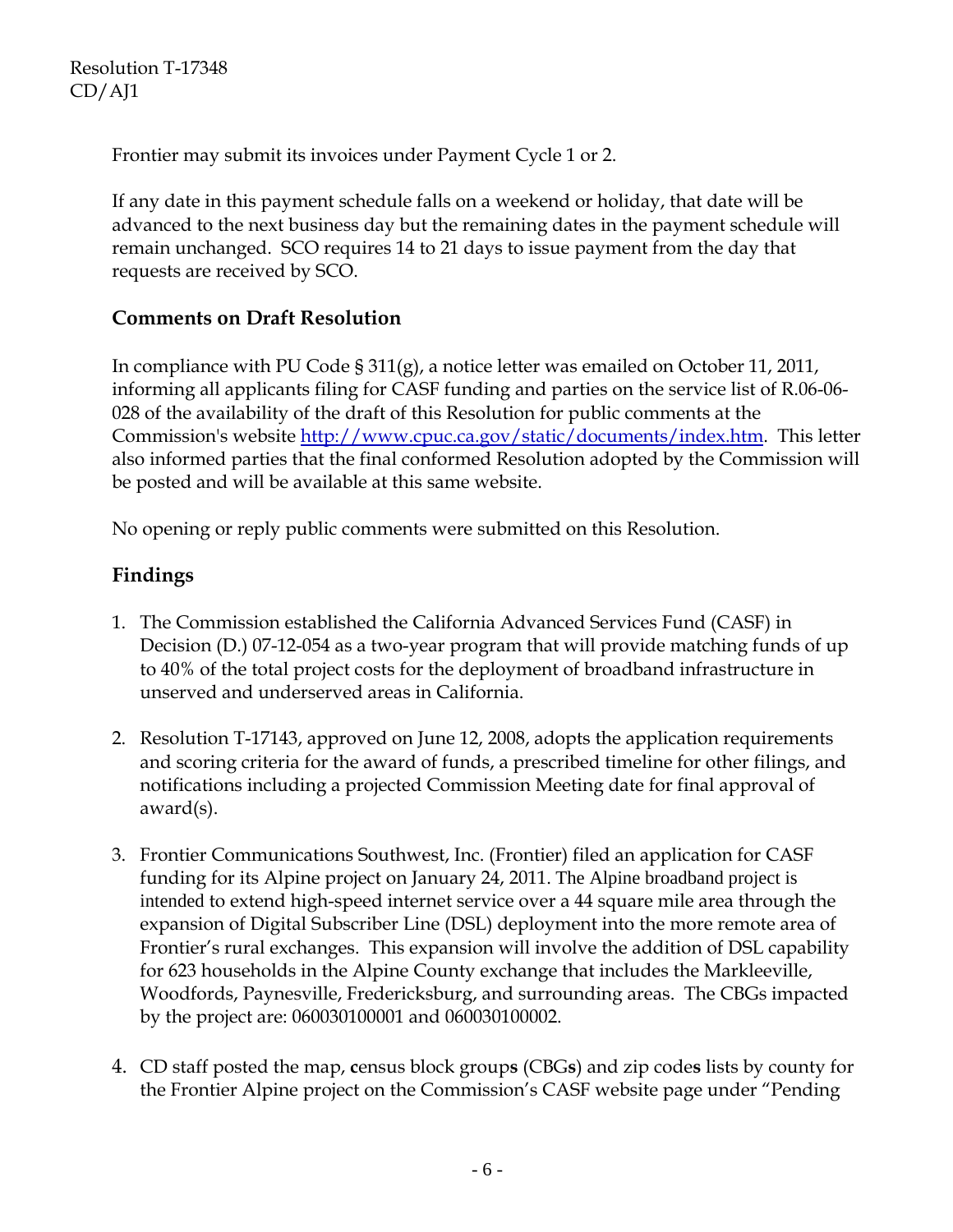Frontier may submit its invoices under Payment Cycle 1 or 2.

If any date in this payment schedule falls on a weekend or holiday, that date will be advanced to the next business day but the remaining dates in the payment schedule will remain unchanged. SCO requires 14 to 21 days to issue payment from the day that requests are received by SCO.

## Comments on Draft Resolution

In compliance with PU Code § 311(g), a notice letter was emailed on October 11, 2011, informing all applicants filing for CASF funding and parties on the service list of R.06-06-028 of the availability of the draft of this Resolution for public comments at the Commission's website http://www.cpuc.ca.gov/static/documents/index.htm. This letter also informed parties that the final conformed Resolution adopted by the Commission will be posted and will be available at this same website.

No opening or reply public comments were submitted on this Resolution.

## Findings

1. The Commission established the California Advanced Services Fund (CASF) in Decision (D.) 07-12-054 as a two-year program that will provide matching funds of up to 40% of the total project costs for the deployment of broadband infrastructure in unserved and underserved areas in California.

2. Resolution T-17143, approved on June 12, 2008, adopts the application requirements and scoring criteria for the award of funds, a prescribed timeline for other filings, and notifications including a projected Commission Meeting date for final approval of award(s).

3. Frontier Communications Southwest, Inc. (Frontier) filed an application for CASF funding for its Alpine project on January 24, 2011. The Alpine broadband project is intended to extend high-speed internet service over a 44 square mile area through the expansion of Digital Subscriber Line (DSL) deployment into the more remote area of Frontier's rural exchanges. This expansion will involve the addition of DSL capability for 623 households in the Alpine County exchange that includes the Markleeville, Woodfords, Paynesville, Fredericksburg, and surrounding areas. The CBGs impacted by the project are: 060030100001 and 060030100002.

4. CD staff posted the map, **c**ensus block group**s** (CBG**s**) and zip code**s** lists by county for the Frontier Alpine project on the Commission's CASF website page under "Pending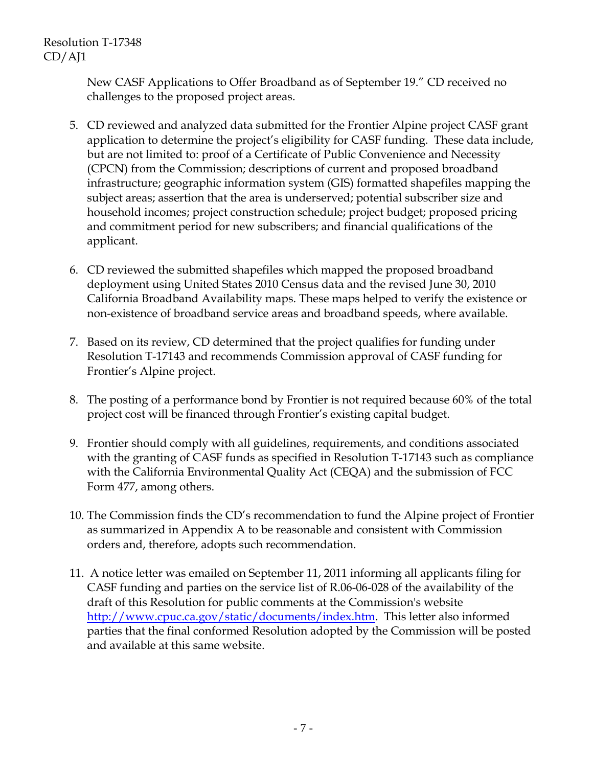New CASF Applications to Offer Broadband as of September 19." CD received no challenges to the proposed project areas.

5. CD reviewed and analyzed data submitted for the Frontier Alpine project CASF grant application to determine the project's eligibility for CASF funding. These data include, but are not limited to: proof of a Certificate of Public Convenience and Necessity (CPCN) from the Commission; descriptions of current and proposed broadband infrastructure; geographic information system (GIS) formatted shapefiles mapping the subject areas; assertion that the area is underserved; potential subscriber size and household incomes; project construction schedule; project budget; proposed pricing and commitment period for new subscribers; and financial qualifications of the applicant.

6. CD reviewed the submitted shapefiles which mapped the proposed broadband deployment using United States 2010 Census data and the revised June 30, 2010 California Broadband Availability maps. These maps helped to verify the existence or non-existence of broadband service areas and broadband speeds, where available.

7. Based on its review, CD determined that the project qualifies for funding under Resolution T-17143 and recommends Commission approval of CASF funding for Frontier's Alpine project.

8. The posting of a performance bond by Frontier is not required because 60% of the total project cost will be financed through Frontier's existing capital budget.

9. Frontier should comply with all guidelines, requirements, and conditions associated with the granting of CASF funds as specified in Resolution T-17143 such as compliance with the California Environmental Quality Act (CEQA) and the submission of FCC Form 477, among others.

10. The Commission finds the CD's recommendation to fund the Alpine project of Frontier as summarized in Appendix A to be reasonable and consistent with Commission orders and, therefore, adopts such recommendation.

11. A notice letter was emailed on September 11, 2011 informing all applicants filing for CASF funding and parties on the service list of R.06-06-028 of the availability of the draft of this Resolution for public comments at the Commission's website [http://www.cpuc.ca.gov/static/documents/index.htm](http://www.cpuc.ca.gov/static/documents/index.htm). This letter also informed parties that the final conformed Resolution adopted by the Commission will be posted and available at this same website.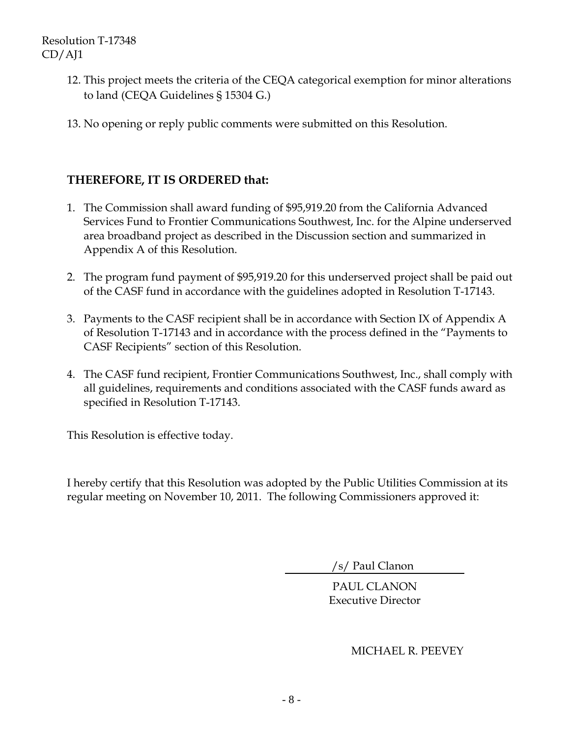12. This project meets the criteria of the CEQA categorical exemption for minor alterations to land (CEQA Guidelines § 15304 G.)

13. No opening or reply public comments were submitted on this Resolution.

**THEREFORE, IT IS ORDERED that:**

1. The Commission shall award funding of $95,919.20 from the California Advanced Services Fund to Frontier Communications Southwest, Inc. for the Alpine underserved area broadband project as described in the Discussion section and summarized in Appendix A of this Resolution.

2. The program fund payment of $95,919.20 for this underserved project shall be paid out of the CASF fund in accordance with the guidelines adopted in Resolution T-17143.

3. Payments to the CASF recipient shall be in accordance with Section IX of Appendix A of Resolution T-17143 and in accordance with the process defined in the "Payments to CASF Recipients" section of this Resolution.

4. The CASF fund recipient, Frontier Communications Southwest, Inc., shall comply with all guidelines, requirements and conditions associated with the CASF funds award as specified in Resolution T-17143.

This Resolution is effective today.

I hereby certify that this Resolution was adopted by the Public Utilities Commission at its regular meeting on November 10, 2011. The following Commissioners approved it:

/s/ Paul Clanon

PAUL CLANON
Executive Director

MICHAEL R. PEEVEY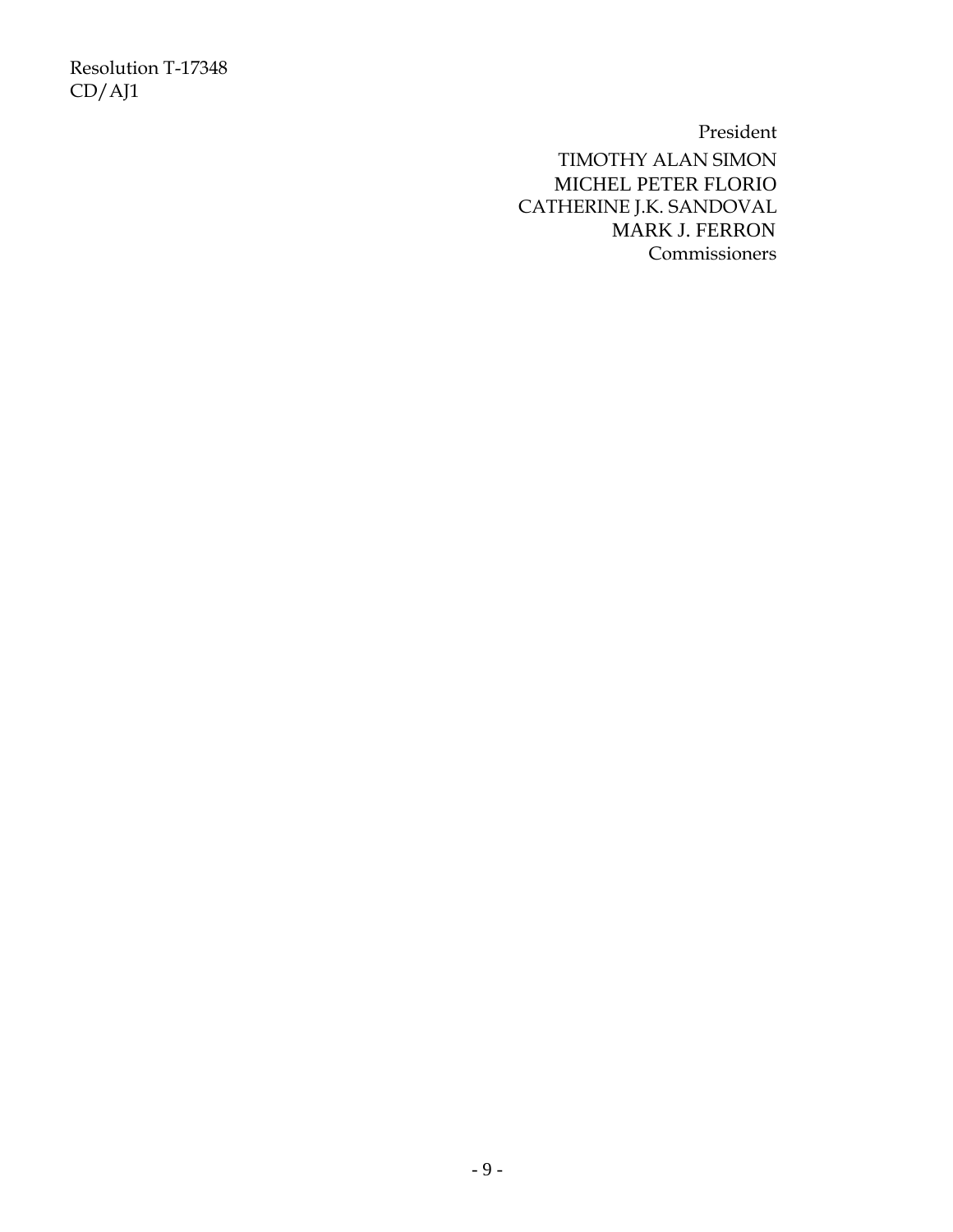President

TIMOTHY ALAN SIMON
MICHEL PETER FLORIO
CATHERINE J.K. SANDOVAL
MARK J. FERRON
Commissioners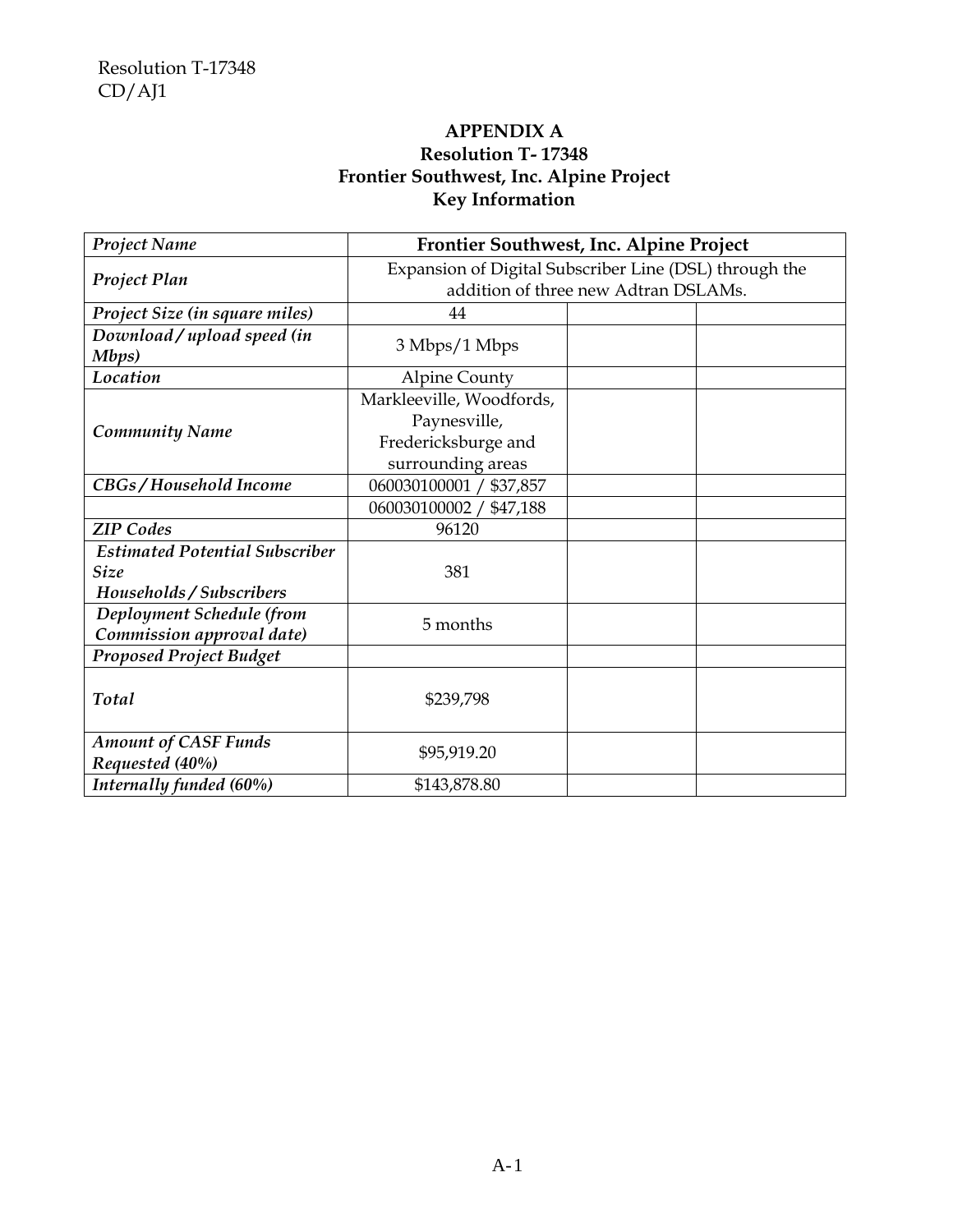Resolution T-17348
CD/AJ1

**APPENDIX A**
**Resolution T- 17348**
**Frontier Southwest, Inc. Alpine Project**
**Key Information**

| *Project Name* | **Frontier Southwest, Inc. Alpine Project** | | |
|---|---|---|---|
| *Project Plan* | Expansion of Digital Subscriber Line (DSL) through the addition of three new Adtran DSLAMs. | | |
| *Project Size (in square miles)* | 44 | | |
| *Download / upload speed (in Mbps)* | 3 Mbps/1 Mbps | | |
| *Location* | Alpine County | | |
| *Community Name* | Markleeville, Woodfords, Paynesville, Fredericksburge and surrounding areas | | |
| *CBGs / Household Income* | 060030100001 / $37,857 | | |
| | 060030100002 / $47,188 | | |
| *ZIP Codes* | 96120 | | |
| *Estimated Potential Subscriber Size Households / Subscribers* | 381 | | |
| *Deployment Schedule (from Commission approval date)* | 5 months | | |
| *Proposed Project Budget* | | | |
| *Total* | $239,798 | | |
| *Amount of CASF Funds Requested (40%)* | $95,919.20 | | |
| *Internally funded (60%)* | $143,878.80 | | |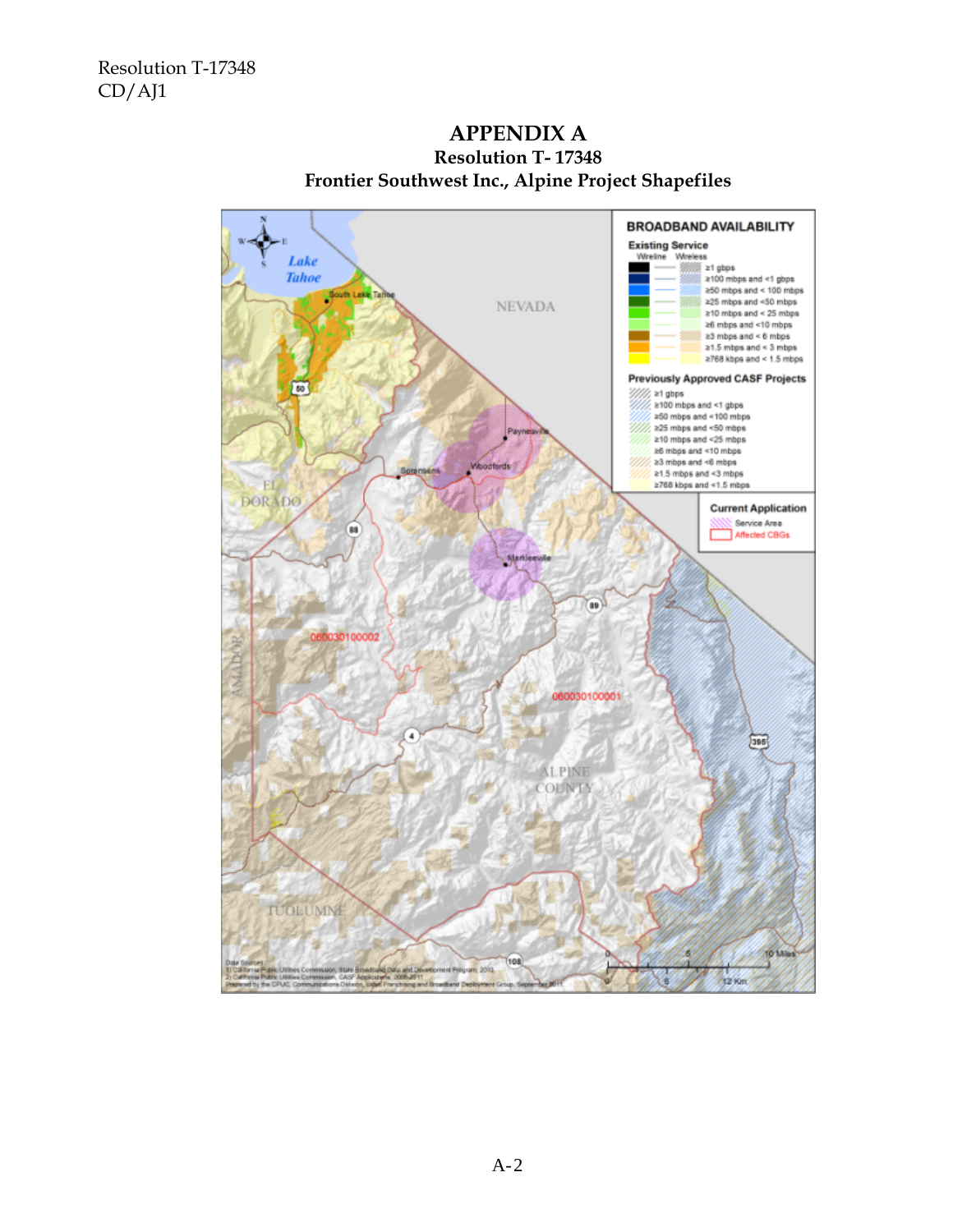# APPENDIX A

## Resolution T- 17348

## Frontier Southwest Inc., Alpine Project Shapefiles

**BROADBAND AVAILABILITY**

**Existing Service**

Wireline Wireless

- ≥1 gbps
- ≥100 mbps and <1 gbps
- ≥50 mbps and < 100 mbps
- ≥25 mbps and <50 mbps
- ≥10 mbps and < 25 mbps
- ≥6 mbps and <10 mbps
- ≥3 mbps and < 6 mbps
- ≥1.5 mbps and < 3 mbps
- ≥768 kbps and < 1.5 mbps

**Previously Approved CASF Projects**

- ≥1 gbps
- ≥100 mbps and <1 gbps
- ≥50 mbps and <100 mbps
- ≥25 mbps and <50 mbps
- ≥10 mbps and <25 mbps
- ≥6 mbps and <10 mbps
- ≥3 mbps and <6 mbps
- ≥1.5 mbps and <3 mbps
- ≥768 kbps and <1.5 mbps

**Current Application**

- Service Area
- Affected CBGs

Lake Tahoe, South Lake Tahoe, NEVADA, Paynesville, Sorensens, Woodfords, Markleeville, EL DORADO, AMADOR, TUOLUMNE, ALPINE COUNTY, 060030100002, 060030100001, 50, 88, 89, 4, 395, 108

0 5 10 Miles
0 6 12 Km

Data Sources:
1) California Public Utilities Commission, State Broadband Data and Development Program, 2010
2) California Public Utilities Commission, CASF Applications, 2008-2011
Prepared by the CPUC Communications Division, Video Franchising and Broadband Deployment Group, September 2011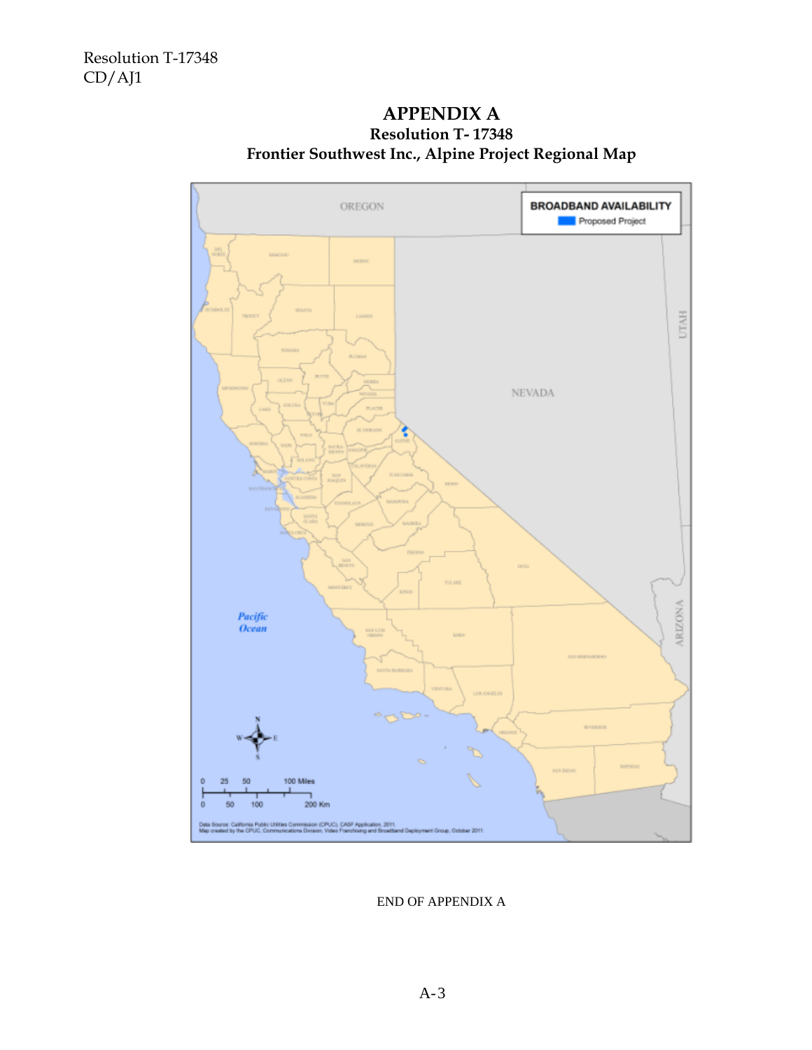# APPENDIX A

## Resolution T- 17348

## Frontier Southwest Inc., Alpine Project Regional Map

BROADBAND AVAILABILITY

Proposed Project

OREGON

NEVADA

UTAH

ARIZONA

Pacific Ocean

0 25 50 100 Miles

0 50 100 200 Km

Data Source: California Public Utilities Commission (CPUC), CASF Application, 2011.
Map created by the CPUC, Communications Division, Video Franchising and Broadband Deployment Group, October 2011.

END OF APPENDIX A